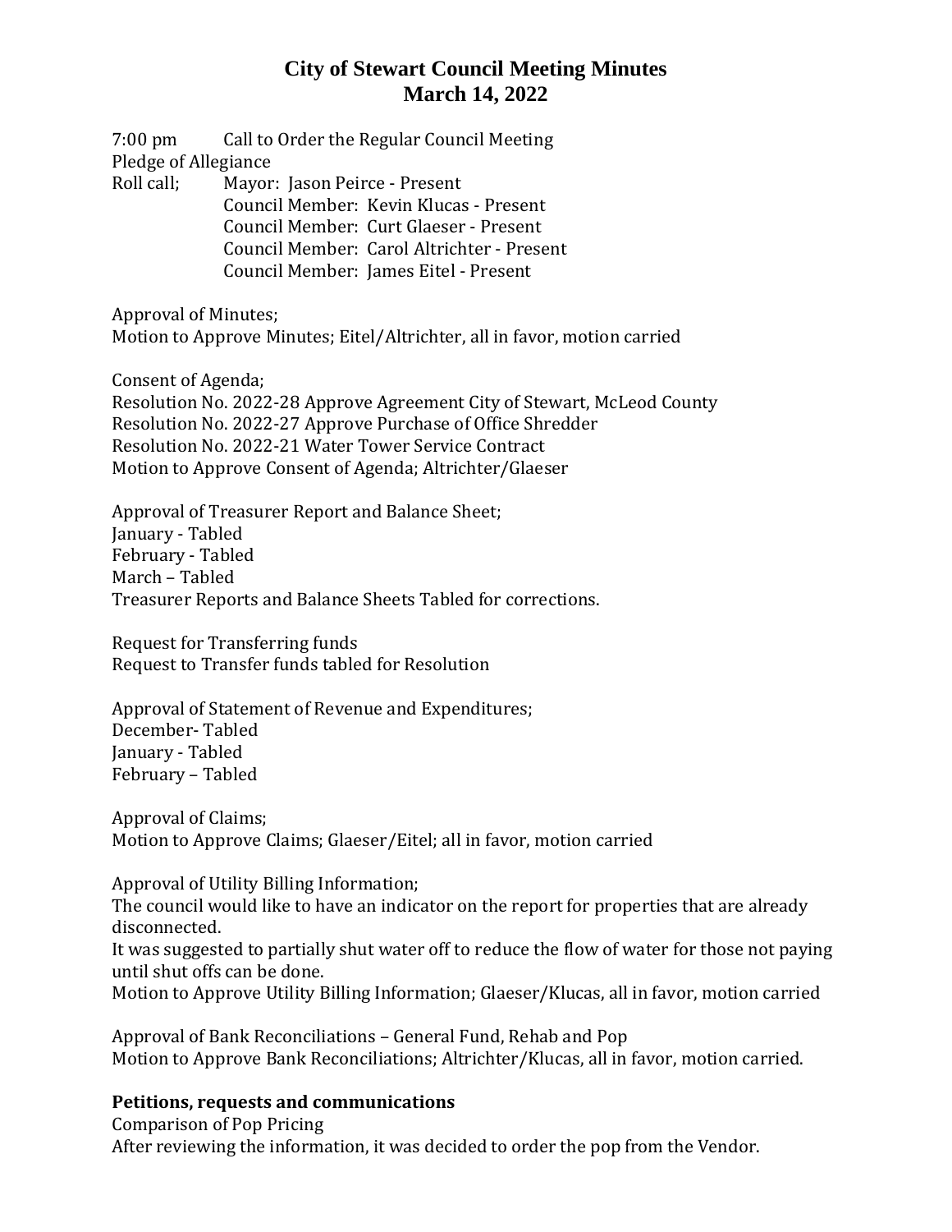# City of Stewart Council Meeting Minutes
# March 14, 2022

7:00 pm Call to Order the Regular Council Meeting

Pledge of Allegiance

Roll call; Mayor: Jason Peirce - Present
Council Member: Kevin Klucas - Present
Council Member: Curt Glaeser - Present
Council Member: Carol Altrichter - Present
Council Member: James Eitel - Present

Approval of Minutes;
Motion to Approve Minutes; Eitel/Altrichter, all in favor, motion carried

Consent of Agenda;
Resolution No. 2022-28 Approve Agreement City of Stewart, McLeod County
Resolution No. 2022-27 Approve Purchase of Office Shredder
Resolution No. 2022-21 Water Tower Service Contract
Motion to Approve Consent of Agenda; Altrichter/Glaeser

Approval of Treasurer Report and Balance Sheet;
January - Tabled
February - Tabled
March – Tabled
Treasurer Reports and Balance Sheets Tabled for corrections.

Request for Transferring funds
Request to Transfer funds tabled for Resolution

Approval of Statement of Revenue and Expenditures;
December- Tabled
January - Tabled
February – Tabled

Approval of Claims;
Motion to Approve Claims; Glaeser/Eitel; all in favor, motion carried

Approval of Utility Billing Information;
The council would like to have an indicator on the report for properties that are already disconnected.
It was suggested to partially shut water off to reduce the flow of water for those not paying until shut offs can be done.
Motion to Approve Utility Billing Information; Glaeser/Klucas, all in favor, motion carried

Approval of Bank Reconciliations – General Fund, Rehab and Pop
Motion to Approve Bank Reconciliations; Altrichter/Klucas, all in favor, motion carried.

**Petitions, requests and communications**

Comparison of Pop Pricing
After reviewing the information, it was decided to order the pop from the Vendor.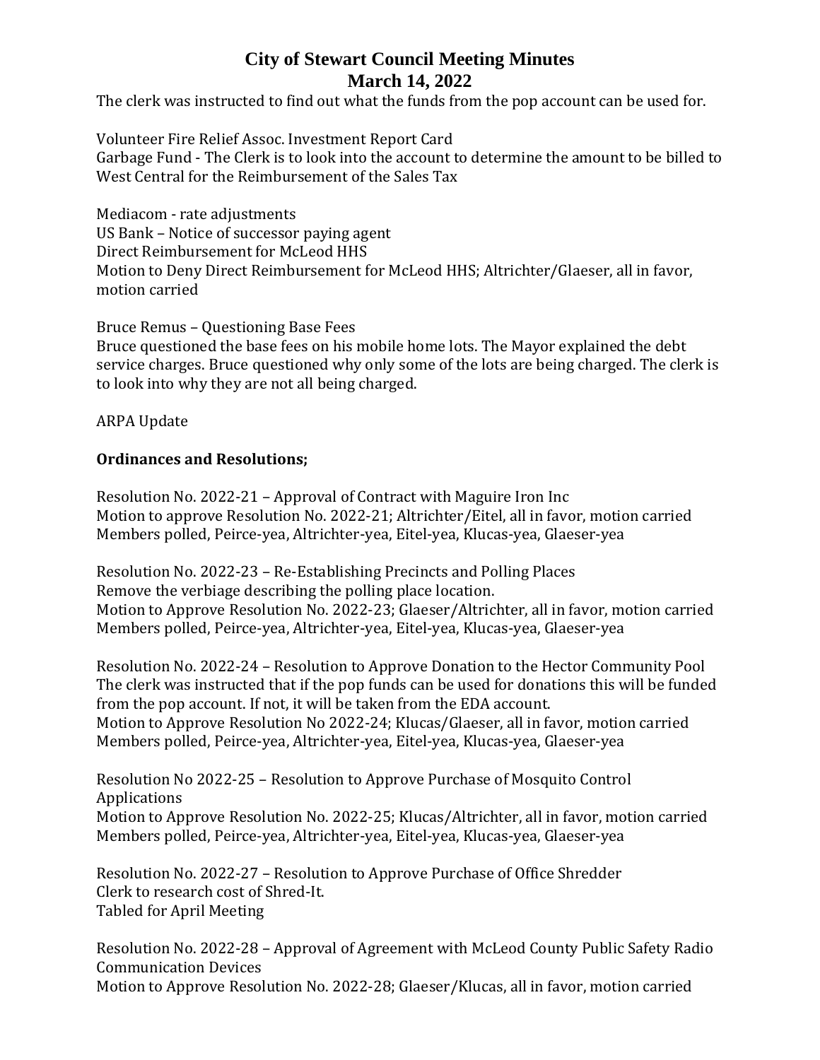The clerk was instructed to find out what the funds from the pop account can be used for.

Volunteer Fire Relief Assoc. Investment Report Card
Garbage Fund - The Clerk is to look into the account to determine the amount to be billed to West Central for the Reimbursement of the Sales Tax

Mediacom - rate adjustments
US Bank – Notice of successor paying agent
Direct Reimbursement for McLeod HHS
Motion to Deny Direct Reimbursement for McLeod HHS; Altrichter/Glaeser, all in favor, motion carried

Bruce Remus – Questioning Base Fees
Bruce questioned the base fees on his mobile home lots. The Mayor explained the debt service charges. Bruce questioned why only some of the lots are being charged. The clerk is to look into why they are not all being charged.

ARPA Update

**Ordinances and Resolutions;**

Resolution No. 2022-21 – Approval of Contract with Maguire Iron Inc
Motion to approve Resolution No. 2022-21; Altrichter/Eitel, all in favor, motion carried
Members polled, Peirce-yea, Altrichter-yea, Eitel-yea, Klucas-yea, Glaeser-yea

Resolution No. 2022-23 – Re-Establishing Precincts and Polling Places
Remove the verbiage describing the polling place location.
Motion to Approve Resolution No. 2022-23; Glaeser/Altrichter, all in favor, motion carried
Members polled, Peirce-yea, Altrichter-yea, Eitel-yea, Klucas-yea, Glaeser-yea

Resolution No. 2022-24 – Resolution to Approve Donation to the Hector Community Pool
The clerk was instructed that if the pop funds can be used for donations this will be funded from the pop account. If not, it will be taken from the EDA account.
Motion to Approve Resolution No 2022-24; Klucas/Glaeser, all in favor, motion carried
Members polled, Peirce-yea, Altrichter-yea, Eitel-yea, Klucas-yea, Glaeser-yea

Resolution No 2022-25 – Resolution to Approve Purchase of Mosquito Control Applications
Motion to Approve Resolution No. 2022-25; Klucas/Altrichter, all in favor, motion carried
Members polled, Peirce-yea, Altrichter-yea, Eitel-yea, Klucas-yea, Glaeser-yea

Resolution No. 2022-27 – Resolution to Approve Purchase of Office Shredder
Clerk to research cost of Shred-It.
Tabled for April Meeting

Resolution No. 2022-28 – Approval of Agreement with McLeod County Public Safety Radio Communication Devices
Motion to Approve Resolution No. 2022-28; Glaeser/Klucas, all in favor, motion carried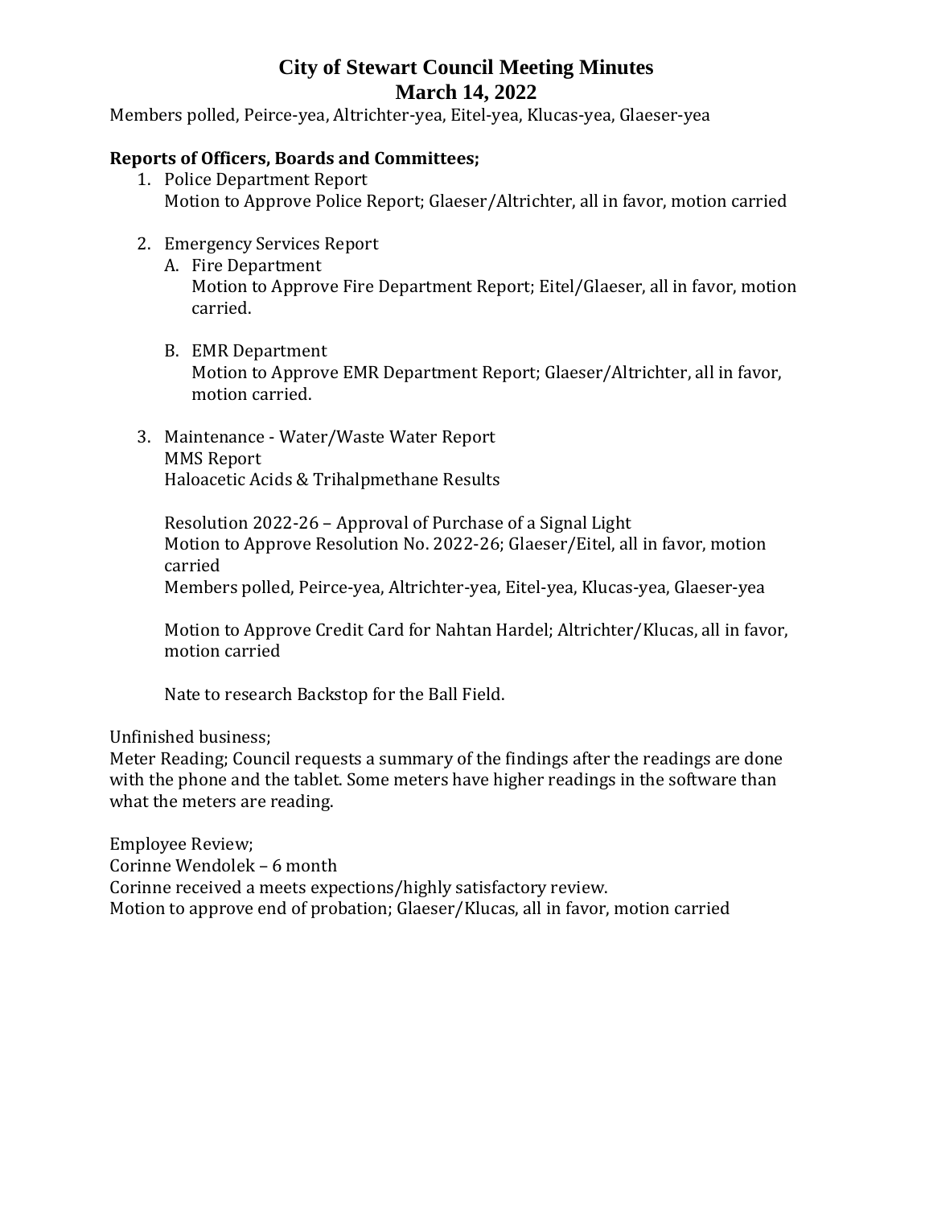# City of Stewart Council Meeting Minutes
## March 14, 2022

Members polled, Peirce-yea, Altrichter-yea, Eitel-yea, Klucas-yea, Glaeser-yea

**Reports of Officers, Boards and Committees;**

1. Police Department Report
   Motion to Approve Police Report; Glaeser/Altrichter, all in favor, motion carried

2. Emergency Services Report
   A. Fire Department
      Motion to Approve Fire Department Report; Eitel/Glaeser, all in favor, motion carried.

   B. EMR Department
      Motion to Approve EMR Department Report; Glaeser/Altrichter, all in favor, motion carried.

3. Maintenance - Water/Waste Water Report
   MMS Report
   Haloacetic Acids & Trihalpmethane Results

   Resolution 2022-26 – Approval of Purchase of a Signal Light
   Motion to Approve Resolution No. 2022-26; Glaeser/Eitel, all in favor, motion carried
   Members polled, Peirce-yea, Altrichter-yea, Eitel-yea, Klucas-yea, Glaeser-yea

   Motion to Approve Credit Card for Nahtan Hardel; Altrichter/Klucas, all in favor, motion carried

   Nate to research Backstop for the Ball Field.

Unfinished business;
Meter Reading; Council requests a summary of the findings after the readings are done with the phone and the tablet. Some meters have higher readings in the software than what the meters are reading.

Employee Review;
Corinne Wendolek – 6 month
Corinne received a meets expections/highly satisfactory review.
Motion to approve end of probation; Glaeser/Klucas, all in favor, motion carried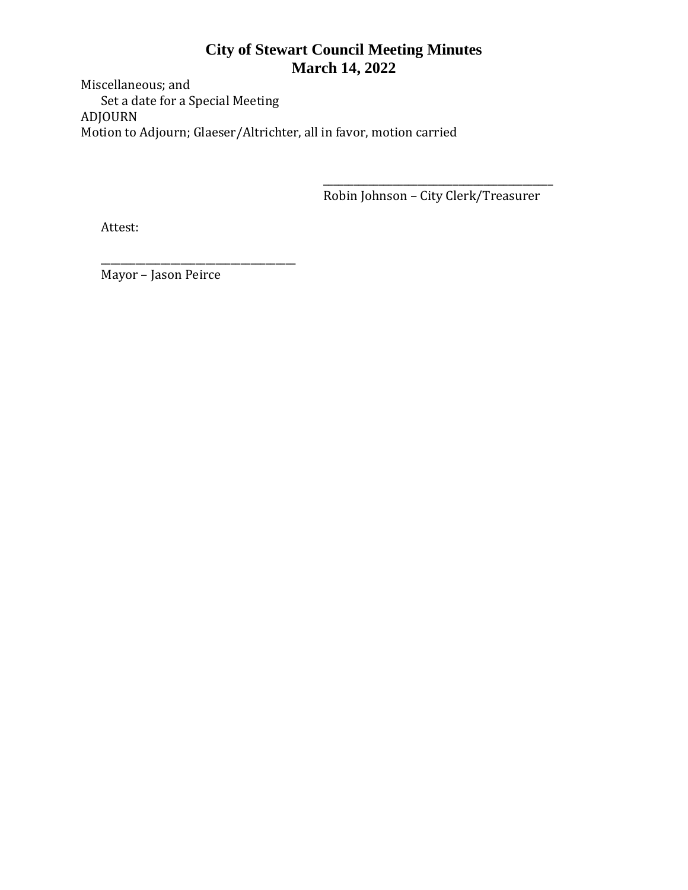Miscellaneous; and

Set a date for a Special Meeting

ADJOURN

Motion to Adjourn; Glaeser/Altrichter, all in favor, motion carried

\_\_\_\_\_\_\_\_\_\_\_\_\_\_\_\_\_\_\_\_\_\_\_\_\_\_\_\_\_\_\_\_\_\_\_\_\_\_\_\_

Robin Johnson – City Clerk/Treasurer

Attest:

\_\_\_\_\_\_\_\_\_\_\_\_\_\_\_\_\_\_\_\_\_\_\_\_\_\_\_\_\_\_\_\_\_\_\_\_

Mayor – Jason Peirce